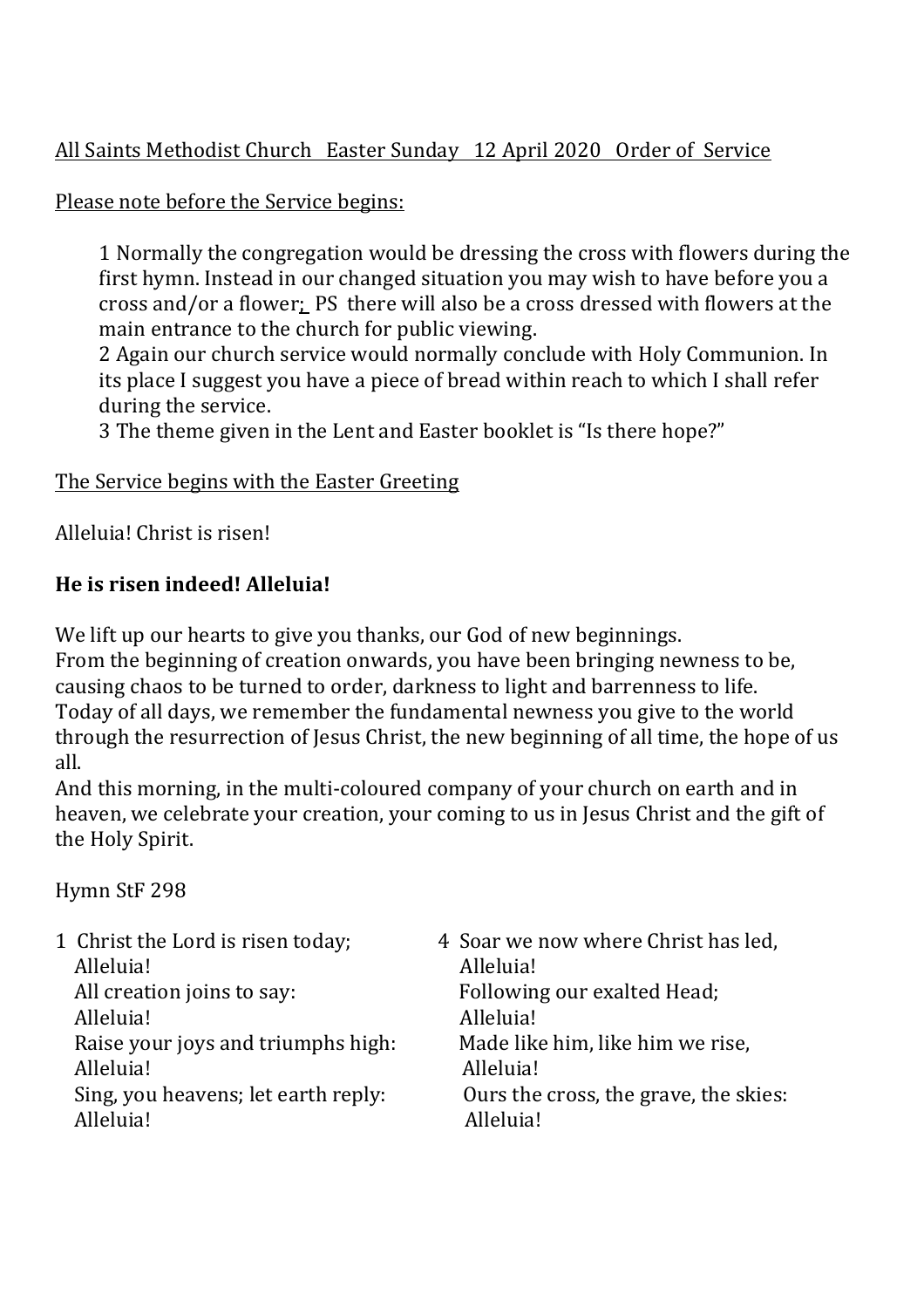All Saints Methodist Church   Easter Sunday   12 April 2020   Order of Service

Please note before the Service begins:

1 Normally the congregation would be dressing the cross with flowers during the first hymn. Instead in our changed situation you may wish to have before you a cross and/or a flower; PS there will also be a cross dressed with flowers at the main entrance to the church for public viewing.
2 Again our church service would normally conclude with Holy Communion. In its place I suggest you have a piece of bread within reach to which I shall refer during the service.
3 The theme given in the Lent and Easter booklet is "Is there hope?"

The Service begins with the Easter Greeting

Alleluia! Christ is risen!

**He is risen indeed! Alleluia!**

We lift up our hearts to give you thanks, our God of new beginnings.
From the beginning of creation onwards, you have been bringing newness to be, causing chaos to be turned to order, darkness to light and barrenness to life.
Today of all days, we remember the fundamental newness you give to the world through the resurrection of Jesus Christ, the new beginning of all time, the hope of us all.
And this morning, in the multi-coloured company of your church on earth and in heaven, we celebrate your creation, your coming to us in Jesus Christ and the gift of the Holy Spirit.

Hymn StF 298

1 Christ the Lord is risen today;
Alleluia!
All creation joins to say:
Alleluia!
Raise your joys and triumphs high:
Alleluia!
Sing, you heavens; let earth reply:
Alleluia!

4 Soar we now where Christ has led,
Alleluia!
Following our exalted Head;
Alleluia!
Made like him, like him we rise,
Alleluia!
Ours the cross, the grave, the skies:
Alleluia!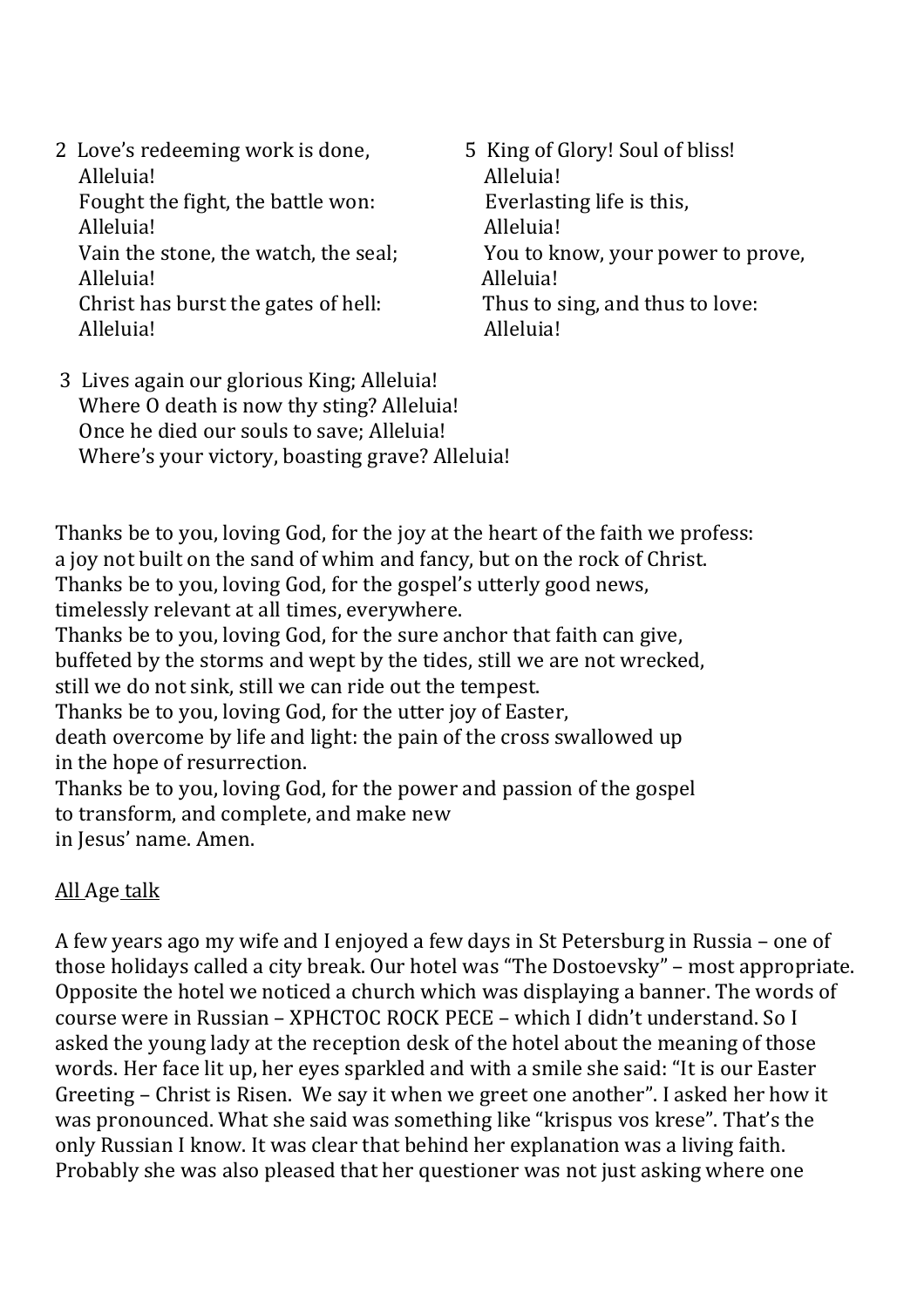2 Love's redeeming work is done,
Alleluia!
Fought the fight, the battle won:
Alleluia!
Vain the stone, the watch, the seal;
Alleluia!
Christ has burst the gates of hell:
Alleluia!

3 Lives again our glorious King; Alleluia!
Where O death is now thy sting? Alleluia!
Once he died our souls to save; Alleluia!
Where's your victory, boasting grave? Alleluia!

5 King of Glory! Soul of bliss!
Alleluia!
Everlasting life is this,
Alleluia!
You to know, your power to prove,
Alleluia!
Thus to sing, and thus to love:
Alleluia!

Thanks be to you, loving God, for the joy at the heart of the faith we profess:
a joy not built on the sand of whim and fancy, but on the rock of Christ.
Thanks be to you, loving God, for the gospel's utterly good news,
timelessly relevant at all times, everywhere.
Thanks be to you, loving God, for the sure anchor that faith can give,
buffeted by the storms and wept by the tides, still we are not wrecked,
still we do not sink, still we can ride out the tempest.
Thanks be to you, loving God, for the utter joy of Easter,
death overcome by life and light: the pain of the cross swallowed up
in the hope of resurrection.
Thanks be to you, loving God, for the power and passion of the gospel
to transform, and complete, and make new
in Jesus' name. Amen.

<u>All Age talk</u>

A few years ago my wife and I enjoyed a few days in St Petersburg in Russia – one of those holidays called a city break. Our hotel was "The Dostoevsky" – most appropriate. Opposite the hotel we noticed a church which was displaying a banner. The words of course were in Russian – ХРИСТОС ВОСК РЕСЕ – which I didn't understand. So I asked the young lady at the reception desk of the hotel about the meaning of those words. Her face lit up, her eyes sparkled and with a smile she said: "It is our Easter Greeting – Christ is Risen. We say it when we greet one another". I asked her how it was pronounced. What she said was something like "krispus vos krese". That's the only Russian I know. It was clear that behind her explanation was a living faith. Probably she was also pleased that her questioner was not just asking where one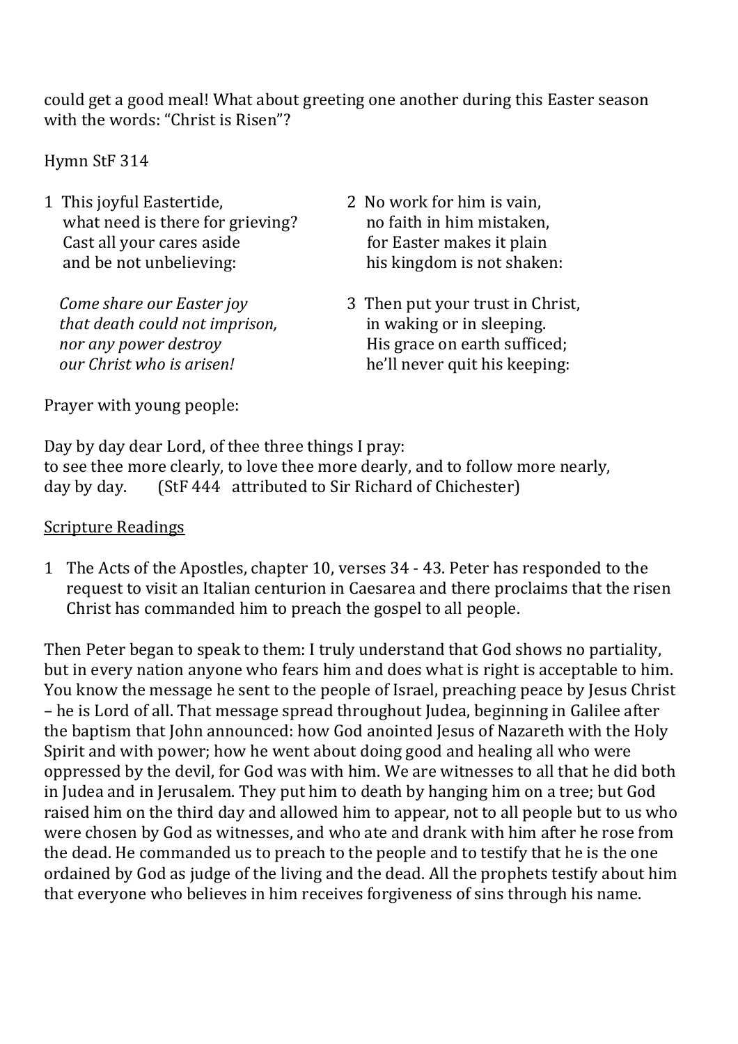could get a good meal! What about greeting one another during this Easter season with the words: "Christ is Risen"?

Hymn StF 314

1 This joyful Eastertide,
what need is there for grieving?
Cast all your cares aside
and be not unbelieving:

*Come share our Easter joy*
*that death could not imprison,*
*nor any power destroy*
*our Christ who is arisen!*

2 No work for him is vain,
no faith in him mistaken,
for Easter makes it plain
his kingdom is not shaken:

3 Then put your trust in Christ,
in waking or in sleeping.
His grace on earth sufficed;
he'll never quit his keeping:

Prayer with young people:

Day by day dear Lord, of thee three things I pray:
to see thee more clearly, to love thee more dearly, and to follow more nearly,
day by day. (StF 444 attributed to Sir Richard of Chichester)

<u>Scripture Readings</u>

1 The Acts of the Apostles, chapter 10, verses 34 - 43. Peter has responded to the request to visit an Italian centurion in Caesarea and there proclaims that the risen Christ has commanded him to preach the gospel to all people.

Then Peter began to speak to them: I truly understand that God shows no partiality, but in every nation anyone who fears him and does what is right is acceptable to him. You know the message he sent to the people of Israel, preaching peace by Jesus Christ – he is Lord of all. That message spread throughout Judea, beginning in Galilee after the baptism that John announced: how God anointed Jesus of Nazareth with the Holy Spirit and with power; how he went about doing good and healing all who were oppressed by the devil, for God was with him. We are witnesses to all that he did both in Judea and in Jerusalem. They put him to death by hanging him on a tree; but God raised him on the third day and allowed him to appear, not to all people but to us who were chosen by God as witnesses, and who ate and drank with him after he rose from the dead. He commanded us to preach to the people and to testify that he is the one ordained by God as judge of the living and the dead. All the prophets testify about him that everyone who believes in him receives forgiveness of sins through his name.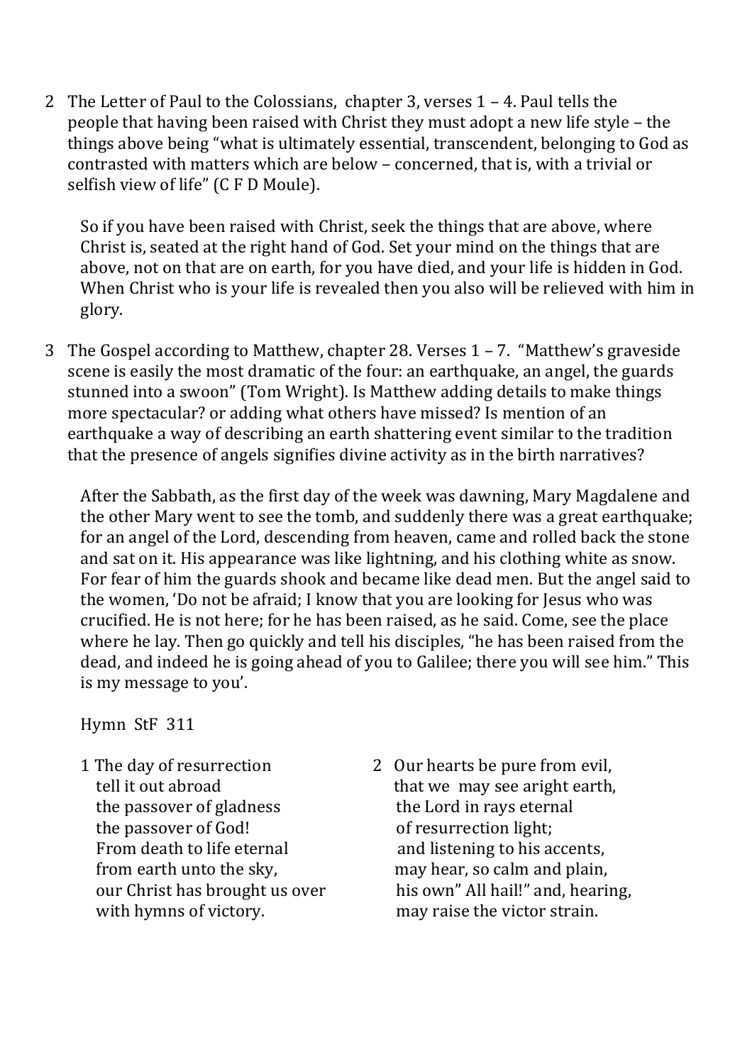2 The Letter of Paul to the Colossians, chapter 3, verses 1 – 4. Paul tells the people that having been raised with Christ they must adopt a new life style – the things above being "what is ultimately essential, transcendent, belonging to God as contrasted with matters which are below – concerned, that is, with a trivial or selfish view of life" (C F D Moule).

> So if you have been raised with Christ, seek the things that are above, where Christ is, seated at the right hand of God. Set your mind on the things that are above, not on that are on earth, for you have died, and your life is hidden in God. When Christ who is your life is revealed then you also will be relieved with him in glory.

3 The Gospel according to Matthew, chapter 28. Verses 1 – 7. "Matthew's graveside scene is easily the most dramatic of the four: an earthquake, an angel, the guards stunned into a swoon" (Tom Wright). Is Matthew adding details to make things more spectacular? or adding what others have missed? Is mention of an earthquake a way of describing an earth shattering event similar to the tradition that the presence of angels signifies divine activity as in the birth narratives?

> After the Sabbath, as the first day of the week was dawning, Mary Magdalene and the other Mary went to see the tomb, and suddenly there was a great earthquake; for an angel of the Lord, descending from heaven, came and rolled back the stone and sat on it. His appearance was like lightning, and his clothing white as snow. For fear of him the guards shook and became like dead men. But the angel said to the women, 'Do not be afraid; I know that you are looking for Jesus who was crucified. He is not here; for he has been raised, as he said. Come, see the place where he lay. Then go quickly and tell his disciples, "he has been raised from the dead, and indeed he is going ahead of you to Galilee; there you will see him." This is my message to you'.

Hymn StF 311

1 The day of resurrection  
tell it out abroad  
the passover of gladness  
the passover of God!  
From death to life eternal  
from earth unto the sky,  
our Christ has brought us over  
with hymns of victory.

2 Our hearts be pure from evil,  
that we may see aright earth,  
the Lord in rays eternal  
of resurrection light;  
and listening to his accents,  
may hear, so calm and plain,  
his own" All hail!" and, hearing,  
may raise the victor strain.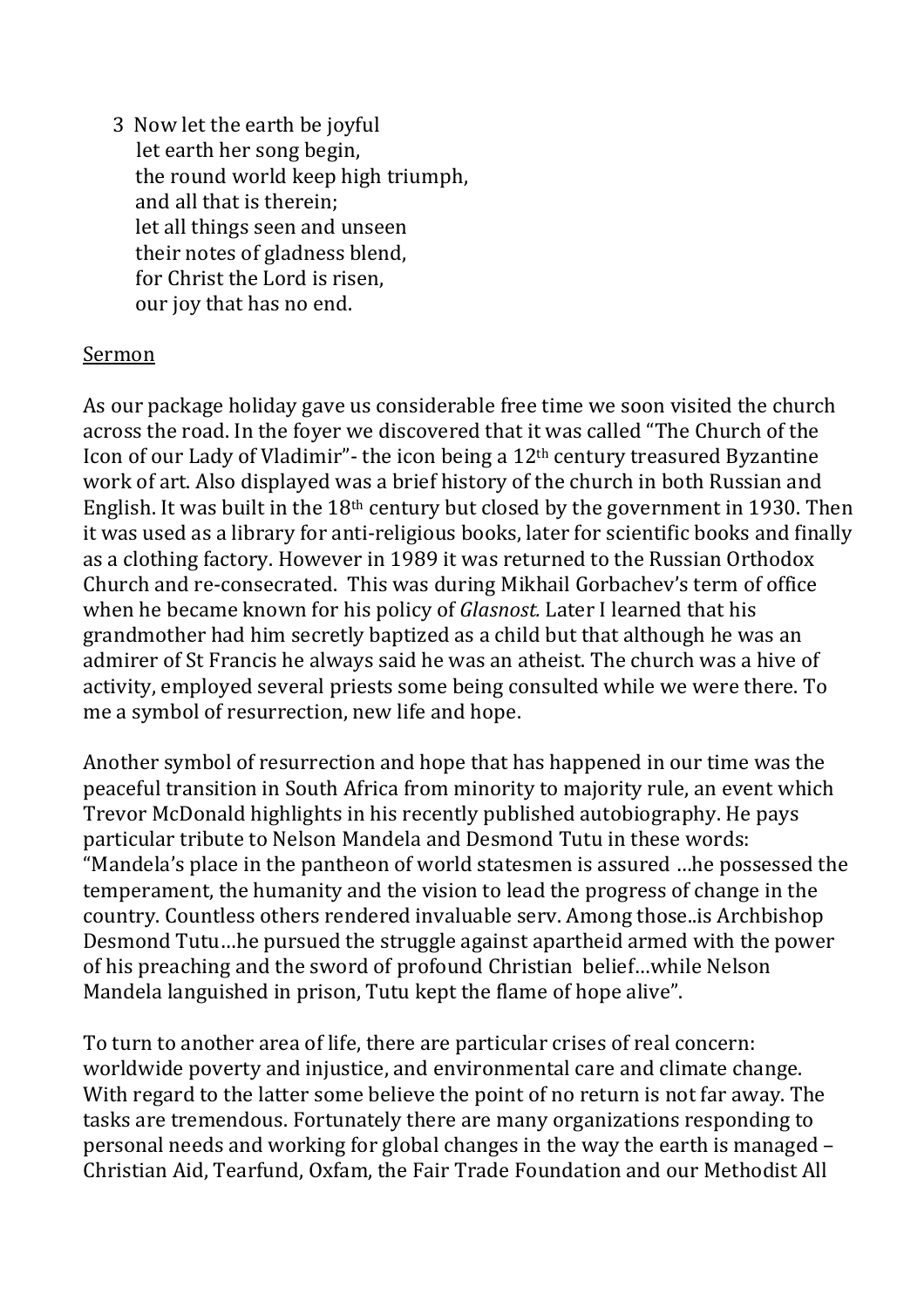3  Now let the earth be joyful
   let earth her song begin,
   the round world keep high triumph,
   and all that is therein;
   let all things seen and unseen
   their notes of gladness blend,
   for Christ the Lord is risen,
   our joy that has no end.

Sermon

As our package holiday gave us considerable free time we soon visited the church across the road. In the foyer we discovered that it was called "The Church of the Icon of our Lady of Vladimir"- the icon being a 12th century treasured Byzantine work of art. Also displayed was a brief history of the church in both Russian and English. It was built in the 18th century but closed by the government in 1930. Then it was used as a library for anti-religious books, later for scientific books and finally as a clothing factory. However in 1989 it was returned to the Russian Orthodox Church and re-consecrated. This was during Mikhail Gorbachev's term of office when he became known for his policy of *Glasnost.* Later I learned that his grandmother had him secretly baptized as a child but that although he was an admirer of St Francis he always said he was an atheist. The church was a hive of activity, employed several priests some being consulted while we were there. To me a symbol of resurrection, new life and hope.

Another symbol of resurrection and hope that has happened in our time was the peaceful transition in South Africa from minority to majority rule, an event which Trevor McDonald highlights in his recently published autobiography. He pays particular tribute to Nelson Mandela and Desmond Tutu in these words: "Mandela's place in the pantheon of world statesmen is assured …he possessed the temperament, the humanity and the vision to lead the progress of change in the country. Countless others rendered invaluable serv. Among those..is Archbishop Desmond Tutu…he pursued the struggle against apartheid armed with the power of his preaching and the sword of profound Christian belief…while Nelson Mandela languished in prison, Tutu kept the flame of hope alive".

To turn to another area of life, there are particular crises of real concern: worldwide poverty and injustice, and environmental care and climate change. With regard to the latter some believe the point of no return is not far away. The tasks are tremendous. Fortunately there are many organizations responding to personal needs and working for global changes in the way the earth is managed – Christian Aid, Tearfund, Oxfam, the Fair Trade Foundation and our Methodist All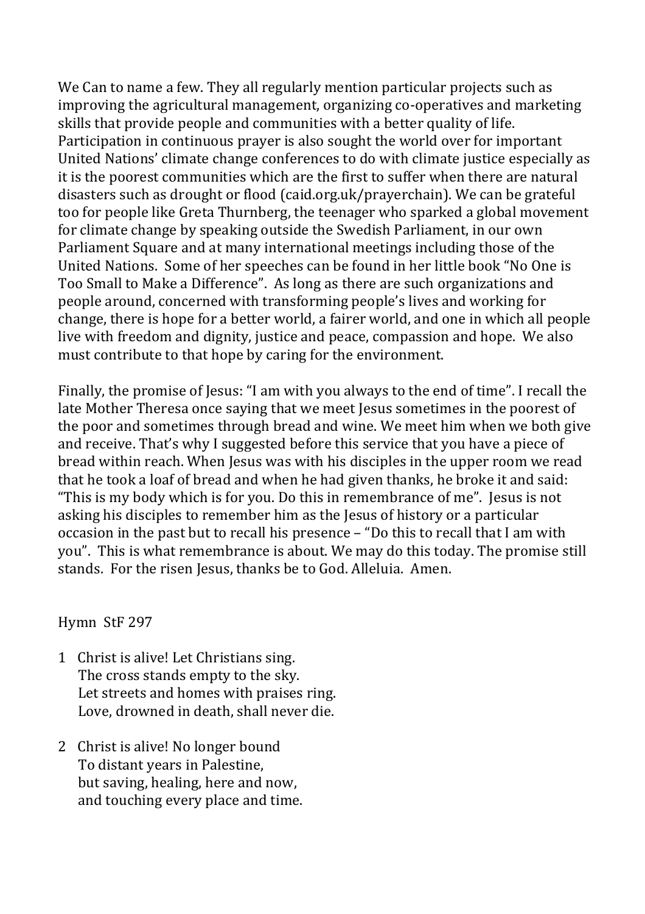We Can to name a few. They all regularly mention particular projects such as improving the agricultural management, organizing co-operatives and marketing skills that provide people and communities with a better quality of life. Participation in continuous prayer is also sought the world over for important United Nations' climate change conferences to do with climate justice especially as it is the poorest communities which are the first to suffer when there are natural disasters such as drought or flood (caid.org.uk/prayerchain). We can be grateful too for people like Greta Thurnberg, the teenager who sparked a global movement for climate change by speaking outside the Swedish Parliament, in our own Parliament Square and at many international meetings including those of the United Nations. Some of her speeches can be found in her little book "No One is Too Small to Make a Difference". As long as there are such organizations and people around, concerned with transforming people's lives and working for change, there is hope for a better world, a fairer world, and one in which all people live with freedom and dignity, justice and peace, compassion and hope. We also must contribute to that hope by caring for the environment.

Finally, the promise of Jesus: "I am with you always to the end of time". I recall the late Mother Theresa once saying that we meet Jesus sometimes in the poorest of the poor and sometimes through bread and wine. We meet him when we both give and receive. That's why I suggested before this service that you have a piece of bread within reach. When Jesus was with his disciples in the upper room we read that he took a loaf of bread and when he had given thanks, he broke it and said: "This is my body which is for you. Do this in remembrance of me". Jesus is not asking his disciples to remember him as the Jesus of history or a particular occasion in the past but to recall his presence – "Do this to recall that I am with you". This is what remembrance is about. We may do this today. The promise still stands. For the risen Jesus, thanks be to God. Alleluia. Amen.

Hymn StF 297

1 Christ is alive! Let Christians sing.  
The cross stands empty to the sky.  
Let streets and homes with praises ring.  
Love, drowned in death, shall never die.

2 Christ is alive! No longer bound  
To distant years in Palestine,  
but saving, healing, here and now,  
and touching every place and time.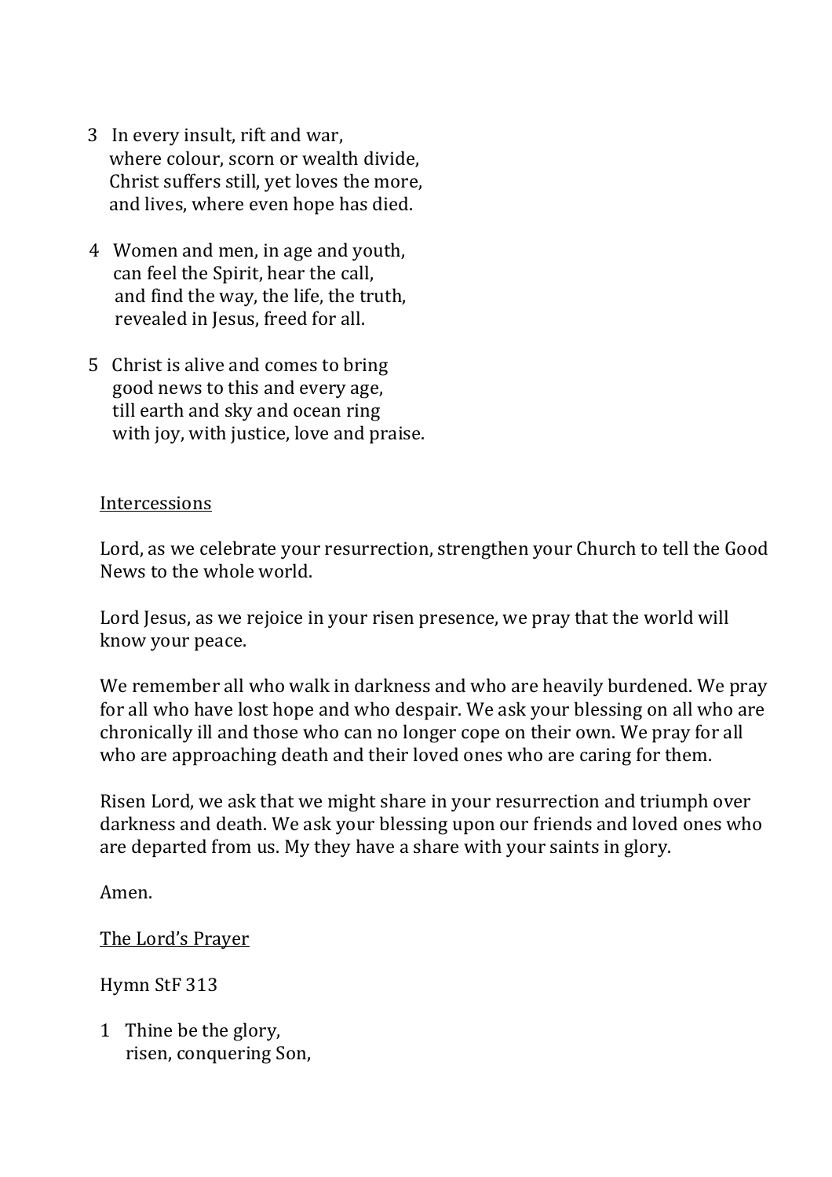3 In every insult, rift and war,
where colour, scorn or wealth divide,
Christ suffers still, yet loves the more,
and lives, where even hope has died.

4 Women and men, in age and youth,
can feel the Spirit, hear the call,
and find the way, the life, the truth,
revealed in Jesus, freed for all.

5 Christ is alive and comes to bring
good news to this and every age,
till earth and sky and ocean ring
with joy, with justice, love and praise.

<u>Intercessions</u>

Lord, as we celebrate your resurrection, strengthen your Church to tell the Good News to the whole world.

Lord Jesus, as we rejoice in your risen presence, we pray that the world will know your peace.

We remember all who walk in darkness and who are heavily burdened. We pray for all who have lost hope and who despair. We ask your blessing on all who are chronically ill and those who can no longer cope on their own. We pray for all who are approaching death and their loved ones who are caring for them.

Risen Lord, we ask that we might share in your resurrection and triumph over darkness and death. We ask your blessing upon our friends and loved ones who are departed from us. My they have a share with your saints in glory.

Amen.

<u>The Lord's Prayer</u>

Hymn StF 313

1 Thine be the glory,
risen, conquering Son,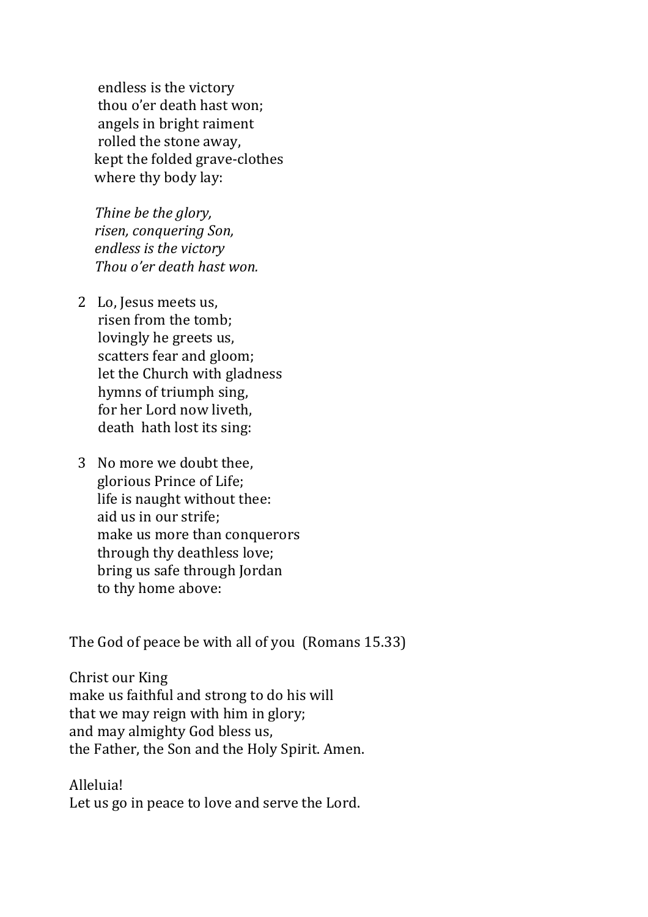endless is the victory
thou o'er death hast won;
angels in bright raiment
rolled the stone away,
kept the folded grave-clothes
where thy body lay:

*Thine be the glory,*
*risen, conquering Son,*
*endless is the victory*
*Thou o'er death hast won.*

2 Lo, Jesus meets us,
risen from the tomb;
lovingly he greets us,
scatters fear and gloom;
let the Church with gladness
hymns of triumph sing,
for her Lord now liveth,
death hath lost its sing:

3 No more we doubt thee,
glorious Prince of Life;
life is naught without thee:
aid us in our strife;
make us more than conquerors
through thy deathless love;
bring us safe through Jordan
to thy home above:

The God of peace be with all of you (Romans 15.33)

Christ our King
make us faithful and strong to do his will
that we may reign with him in glory;
and may almighty God bless us,
the Father, the Son and the Holy Spirit. Amen.

Alleluia!
Let us go in peace to love and serve the Lord.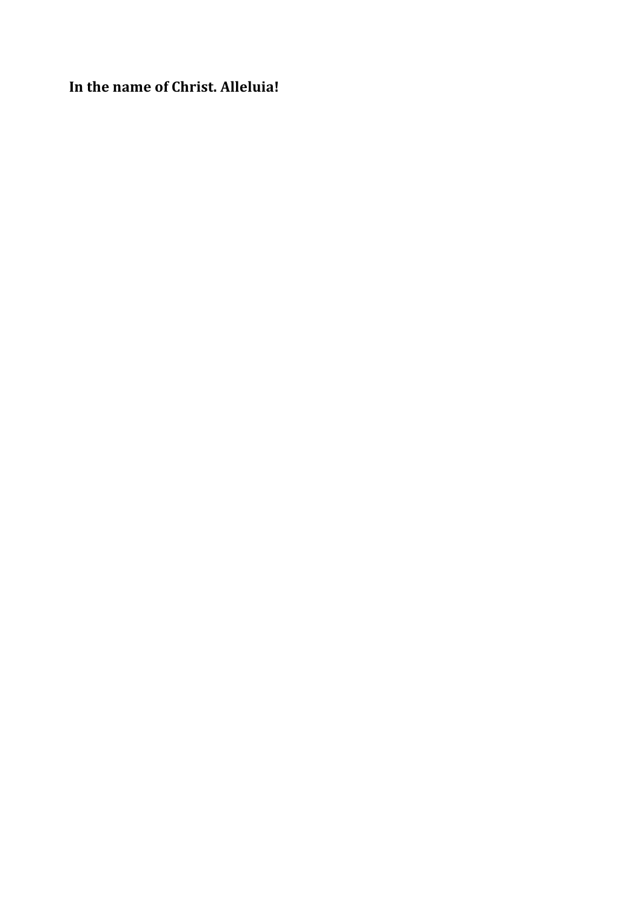**In the name of Christ. Alleluia!**